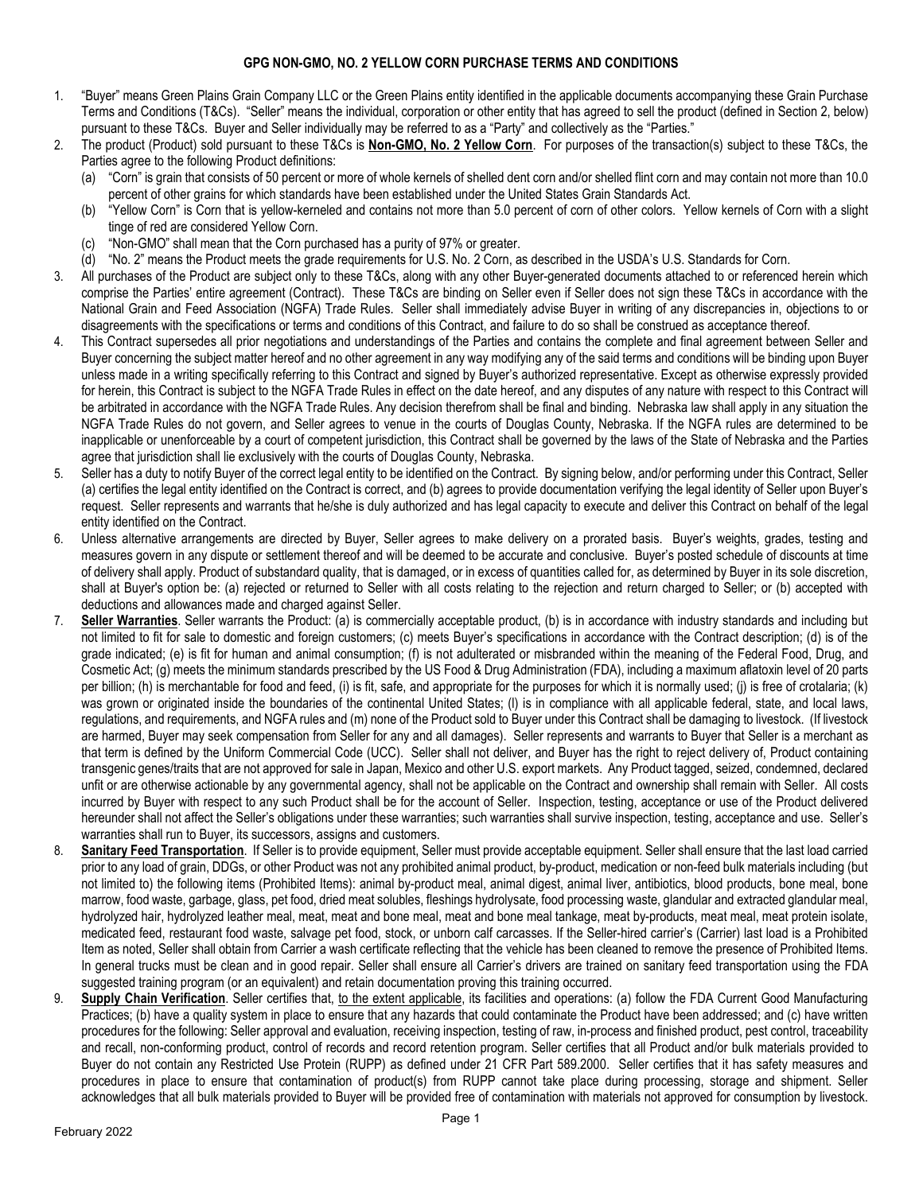# GPG NON-GMO, NO. 2 YELLOW CORN PURCHASE TERMS AND CONDITIONS

1. "Buyer" means Green Plains Grain Company LLC or the Green Plains entity identified in the applicable documents accompanying these Grain Purchase Terms and Conditions (T&Cs). "Seller" means the individual, corporation or other entity that has agreed to sell the product (defined in Section 2, below) pursuant to these T&Cs. Buyer and Seller individually may be referred to as a "Party" and collectively as the "Parties."
2. The product (Product) sold pursuant to these T&Cs is **Non-GMO, No. 2 Yellow Corn**. For purposes of the transaction(s) subject to these T&Cs, the Parties agree to the following Product definitions:
   (a) "Corn" is grain that consists of 50 percent or more of whole kernels of shelled dent corn and/or shelled flint corn and may contain not more than 10.0 percent of other grains for which standards have been established under the United States Grain Standards Act.
   (b) "Yellow Corn" is Corn that is yellow-kerneled and contains not more than 5.0 percent of corn of other colors. Yellow kernels of Corn with a slight tinge of red are considered Yellow Corn.
   (c) "Non-GMO" shall mean that the Corn purchased has a purity of 97% or greater.
   (d) "No. 2" means the Product meets the grade requirements for U.S. No. 2 Corn, as described in the USDA's U.S. Standards for Corn.
3. All purchases of the Product are subject only to these T&Cs, along with any other Buyer-generated documents attached to or referenced herein which comprise the Parties' entire agreement (Contract). These T&Cs are binding on Seller even if Seller does not sign these T&Cs in accordance with the National Grain and Feed Association (NGFA) Trade Rules. Seller shall immediately advise Buyer in writing of any discrepancies in, objections to or disagreements with the specifications or terms and conditions of this Contract, and failure to do so shall be construed as acceptance thereof.
4. This Contract supersedes all prior negotiations and understandings of the Parties and contains the complete and final agreement between Seller and Buyer concerning the subject matter hereof and no other agreement in any way modifying any of the said terms and conditions will be binding upon Buyer unless made in a writing specifically referring to this Contract and signed by Buyer's authorized representative. Except as otherwise expressly provided for herein, this Contract is subject to the NGFA Trade Rules in effect on the date hereof, and any disputes of any nature with respect to this Contract will be arbitrated in accordance with the NGFA Trade Rules. Any decision therefrom shall be final and binding. Nebraska law shall apply in any situation the NGFA Trade Rules do not govern, and Seller agrees to venue in the courts of Douglas County, Nebraska. If the NGFA rules are determined to be inapplicable or unenforceable by a court of competent jurisdiction, this Contract shall be governed by the laws of the State of Nebraska and the Parties agree that jurisdiction shall lie exclusively with the courts of Douglas County, Nebraska.
5. Seller has a duty to notify Buyer of the correct legal entity to be identified on the Contract. By signing below, and/or performing under this Contract, Seller (a) certifies the legal entity identified on the Contract is correct, and (b) agrees to provide documentation verifying the legal identity of Seller upon Buyer's request. Seller represents and warrants that he/she is duly authorized and has legal capacity to execute and deliver this Contract on behalf of the legal entity identified on the Contract.
6. Unless alternative arrangements are directed by Buyer, Seller agrees to make delivery on a prorated basis. Buyer's weights, grades, testing and measures govern in any dispute or settlement thereof and will be deemed to be accurate and conclusive. Buyer's posted schedule of discounts at time of delivery shall apply. Product of substandard quality, that is damaged, or in excess of quantities called for, as determined by Buyer in its sole discretion, shall at Buyer's option be: (a) rejected or returned to Seller with all costs relating to the rejection and return charged to Seller; or (b) accepted with deductions and allowances made and charged against Seller.
7. **Seller Warranties**. Seller warrants the Product: (a) is commercially acceptable product, (b) is in accordance with industry standards and including but not limited to fit for sale to domestic and foreign customers; (c) meets Buyer's specifications in accordance with the Contract description; (d) is of the grade indicated; (e) is fit for human and animal consumption; (f) is not adulterated or misbranded within the meaning of the Federal Food, Drug, and Cosmetic Act; (g) meets the minimum standards prescribed by the US Food & Drug Administration (FDA), including a maximum aflatoxin level of 20 parts per billion; (h) is merchantable for food and feed, (i) is fit, safe, and appropriate for the purposes for which it is normally used; (j) is free of crotalaria; (k) was grown or originated inside the boundaries of the continental United States; (l) is in compliance with all applicable federal, state, and local laws, regulations, and requirements, and NGFA rules and (m) none of the Product sold to Buyer under this Contract shall be damaging to livestock. (If livestock are harmed, Buyer may seek compensation from Seller for any and all damages). Seller represents and warrants to Buyer that Seller is a merchant as that term is defined by the Uniform Commercial Code (UCC). Seller shall not deliver, and Buyer has the right to reject delivery of, Product containing transgenic genes/traits that are not approved for sale in Japan, Mexico and other U.S. export markets. Any Product tagged, seized, condemned, declared unfit or are otherwise actionable by any governmental agency, shall not be applicable on the Contract and ownership shall remain with Seller. All costs incurred by Buyer with respect to any such Product shall be for the account of Seller. Inspection, testing, acceptance or use of the Product delivered hereunder shall not affect the Seller's obligations under these warranties; such warranties shall survive inspection, testing, acceptance and use. Seller's warranties shall run to Buyer, its successors, assigns and customers.
8. **Sanitary Feed Transportation**. If Seller is to provide equipment, Seller must provide acceptable equipment. Seller shall ensure that the last load carried prior to any load of grain, DDGs, or other Product was not any prohibited animal product, by-product, medication or non-feed bulk materials including (but not limited to) the following items (Prohibited Items): animal by-product meal, animal digest, animal liver, antibiotics, blood products, bone meal, bone marrow, food waste, garbage, glass, pet food, dried meat solubles, fleshings hydrolysate, food processing waste, glandular and extracted glandular meal, hydrolyzed hair, hydrolyzed leather meal, meat, meat and bone meal, meat and bone meal tankage, meat by-products, meat meal, meat protein isolate, medicated feed, restaurant food waste, salvage pet food, stock, or unborn calf carcasses. If the Seller-hired carrier's (Carrier) last load is a Prohibited Item as noted, Seller shall obtain from Carrier a wash certificate reflecting that the vehicle has been cleaned to remove the presence of Prohibited Items. In general trucks must be clean and in good repair. Seller shall ensure all Carrier's drivers are trained on sanitary feed transportation using the FDA suggested training program (or an equivalent) and retain documentation proving this training occurred.
9. **Supply Chain Verification**. Seller certifies that, to the extent applicable, its facilities and operations: (a) follow the FDA Current Good Manufacturing Practices; (b) have a quality system in place to ensure that any hazards that could contaminate the Product have been addressed; and (c) have written procedures for the following: Seller approval and evaluation, receiving inspection, testing of raw, in-process and finished product, pest control, traceability and recall, non-conforming product, control of records and record retention program. Seller certifies that all Product and/or bulk materials provided to Buyer do not contain any Restricted Use Protein (RUPP) as defined under 21 CFR Part 589.2000. Seller certifies that it has safety measures and procedures in place to ensure that contamination of product(s) from RUPP cannot take place during processing, storage and shipment. Seller acknowledges that all bulk materials provided to Buyer will be provided free of contamination with materials not approved for consumption by livestock.

February 2022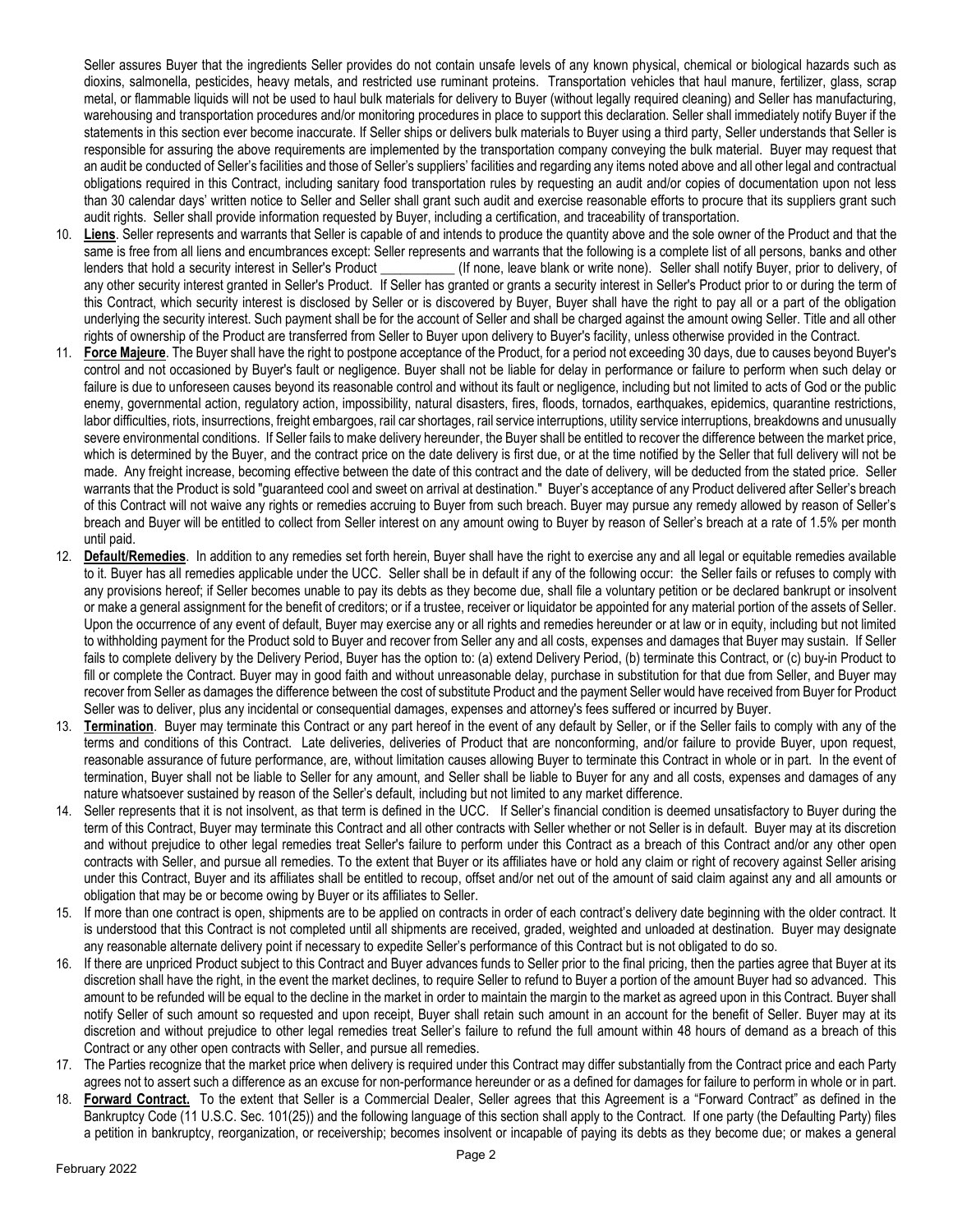Seller assures Buyer that the ingredients Seller provides do not contain unsafe levels of any known physical, chemical or biological hazards such as dioxins, salmonella, pesticides, heavy metals, and restricted use ruminant proteins. Transportation vehicles that haul manure, fertilizer, glass, scrap metal, or flammable liquids will not be used to haul bulk materials for delivery to Buyer (without legally required cleaning) and Seller has manufacturing, warehousing and transportation procedures and/or monitoring procedures in place to support this declaration. Seller shall immediately notify Buyer if the statements in this section ever become inaccurate. If Seller ships or delivers bulk materials to Buyer using a third party, Seller understands that Seller is responsible for assuring the above requirements are implemented by the transportation company conveying the bulk material. Buyer may request that an audit be conducted of Seller's facilities and those of Seller's suppliers' facilities and regarding any items noted above and all other legal and contractual obligations required in this Contract, including sanitary food transportation rules by requesting an audit and/or copies of documentation upon not less than 30 calendar days' written notice to Seller and Seller shall grant such audit and exercise reasonable efforts to procure that its suppliers grant such audit rights. Seller shall provide information requested by Buyer, including a certification, and traceability of transportation.

10. **Liens**. Seller represents and warrants that Seller is capable of and intends to produce the quantity above and the sole owner of the Product and that the same is free from all liens and encumbrances except: Seller represents and warrants that the following is a complete list of all persons, banks and other lenders that hold a security interest in Seller's Product ___________ (If none, leave blank or write none). Seller shall notify Buyer, prior to delivery, of any other security interest granted in Seller's Product. If Seller has granted or grants a security interest in Seller's Product prior to or during the term of this Contract, which security interest is disclosed by Seller or is discovered by Buyer, Buyer shall have the right to pay all or a part of the obligation underlying the security interest. Such payment shall be for the account of Seller and shall be charged against the amount owing Seller. Title and all other rights of ownership of the Product are transferred from Seller to Buyer upon delivery to Buyer's facility, unless otherwise provided in the Contract.
11. **Force Majeure**. The Buyer shall have the right to postpone acceptance of the Product, for a period not exceeding 30 days, due to causes beyond Buyer's control and not occasioned by Buyer's fault or negligence. Buyer shall not be liable for delay in performance or failure to perform when such delay or failure is due to unforeseen causes beyond its reasonable control and without its fault or negligence, including but not limited to acts of God or the public enemy, governmental action, regulatory action, impossibility, natural disasters, fires, floods, tornados, earthquakes, epidemics, quarantine restrictions, labor difficulties, riots, insurrections, freight embargoes, rail car shortages, rail service interruptions, utility service interruptions, breakdowns and unusually severe environmental conditions. If Seller fails to make delivery hereunder, the Buyer shall be entitled to recover the difference between the market price, which is determined by the Buyer, and the contract price on the date delivery is first due, or at the time notified by the Seller that full delivery will not be made. Any freight increase, becoming effective between the date of this contract and the date of delivery, will be deducted from the stated price. Seller warrants that the Product is sold "guaranteed cool and sweet on arrival at destination." Buyer's acceptance of any Product delivered after Seller's breach of this Contract will not waive any rights or remedies accruing to Buyer from such breach. Buyer may pursue any remedy allowed by reason of Seller's breach and Buyer will be entitled to collect from Seller interest on any amount owing to Buyer by reason of Seller's breach at a rate of 1.5% per month until paid.
12. **Default/Remedies**. In addition to any remedies set forth herein, Buyer shall have the right to exercise any and all legal or equitable remedies available to it. Buyer has all remedies applicable under the UCC. Seller shall be in default if any of the following occur: the Seller fails or refuses to comply with any provisions hereof; if Seller becomes unable to pay its debts as they become due, shall file a voluntary petition or be declared bankrupt or insolvent or make a general assignment for the benefit of creditors; or if a trustee, receiver or liquidator be appointed for any material portion of the assets of Seller. Upon the occurrence of any event of default, Buyer may exercise any or all rights and remedies hereunder or at law or in equity, including but not limited to withholding payment for the Product sold to Buyer and recover from Seller any and all costs, expenses and damages that Buyer may sustain. If Seller fails to complete delivery by the Delivery Period, Buyer has the option to: (a) extend Delivery Period, (b) terminate this Contract, or (c) buy-in Product to fill or complete the Contract. Buyer may in good faith and without unreasonable delay, purchase in substitution for that due from Seller, and Buyer may recover from Seller as damages the difference between the cost of substitute Product and the payment Seller would have received from Buyer for Product Seller was to deliver, plus any incidental or consequential damages, expenses and attorney's fees suffered or incurred by Buyer.
13. **Termination**. Buyer may terminate this Contract or any part hereof in the event of any default by Seller, or if the Seller fails to comply with any of the terms and conditions of this Contract. Late deliveries, deliveries of Product that are nonconforming, and/or failure to provide Buyer, upon request, reasonable assurance of future performance, are, without limitation causes allowing Buyer to terminate this Contract in whole or in part. In the event of termination, Buyer shall not be liable to Seller for any amount, and Seller shall be liable to Buyer for any and all costs, expenses and damages of any nature whatsoever sustained by reason of the Seller's default, including but not limited to any market difference.
14. Seller represents that it is not insolvent, as that term is defined in the UCC. If Seller's financial condition is deemed unsatisfactory to Buyer during the term of this Contract, Buyer may terminate this Contract and all other contracts with Seller whether or not Seller is in default. Buyer may at its discretion and without prejudice to other legal remedies treat Seller's failure to perform under this Contract as a breach of this Contract and/or any other open contracts with Seller, and pursue all remedies. To the extent that Buyer or its affiliates have or hold any claim or right of recovery against Seller arising under this Contract, Buyer and its affiliates shall be entitled to recoup, offset and/or net out of the amount of said claim against any and all amounts or obligation that may be or become owing by Buyer or its affiliates to Seller.
15. If more than one contract is open, shipments are to be applied on contracts in order of each contract's delivery date beginning with the older contract. It is understood that this Contract is not completed until all shipments are received, graded, weighted and unloaded at destination. Buyer may designate any reasonable alternate delivery point if necessary to expedite Seller's performance of this Contract but is not obligated to do so.
16. If there are unpriced Product subject to this Contract and Buyer advances funds to Seller prior to the final pricing, then the parties agree that Buyer at its discretion shall have the right, in the event the market declines, to require Seller to refund to Buyer a portion of the amount Buyer had so advanced. This amount to be refunded will be equal to the decline in the market in order to maintain the margin to the market as agreed upon in this Contract. Buyer shall notify Seller of such amount so requested and upon receipt, Buyer shall retain such amount in an account for the benefit of Seller. Buyer may at its discretion and without prejudice to other legal remedies treat Seller's failure to refund the full amount within 48 hours of demand as a breach of this Contract or any other open contracts with Seller, and pursue all remedies.
17. The Parties recognize that the market price when delivery is required under this Contract may differ substantially from the Contract price and each Party agrees not to assert such a difference as an excuse for non-performance hereunder or as a defined for damages for failure to perform in whole or in part.
18. **Forward Contract.** To the extent that Seller is a Commercial Dealer, Seller agrees that this Agreement is a "Forward Contract" as defined in the Bankruptcy Code (11 U.S.C. Sec. 101(25)) and the following language of this section shall apply to the Contract. If one party (the Defaulting Party) files a petition in bankruptcy, reorganization, or receivership; becomes insolvent or incapable of paying its debts as they become due; or makes a general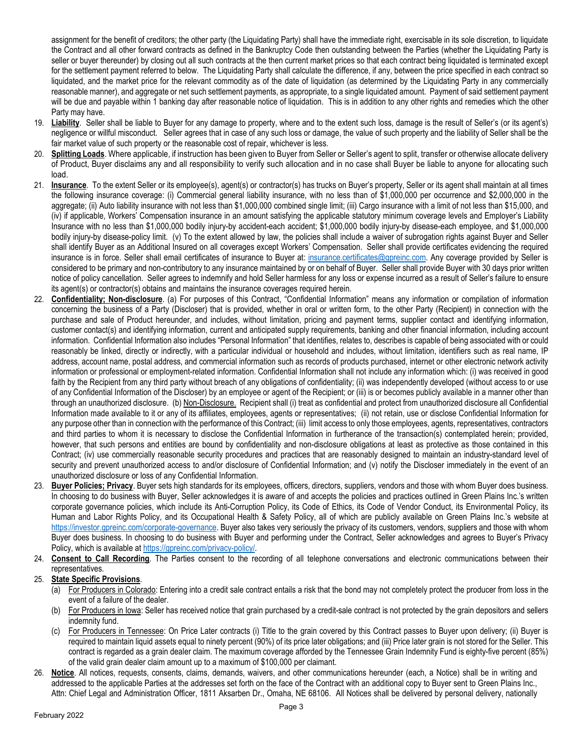assignment for the benefit of creditors; the other party (the Liquidating Party) shall have the immediate right, exercisable in its sole discretion, to liquidate the Contract and all other forward contracts as defined in the Bankruptcy Code then outstanding between the Parties (whether the Liquidating Party is seller or buyer thereunder) by closing out all such contracts at the then current market prices so that each contract being liquidated is terminated except for the settlement payment referred to below. The Liquidating Party shall calculate the difference, if any, between the price specified in each contract so liquidated, and the market price for the relevant commodity as of the date of liquidation (as determined by the Liquidating Party in any commercially reasonable manner), and aggregate or net such settlement payments, as appropriate, to a single liquidated amount. Payment of said settlement payment will be due and payable within 1 banking day after reasonable notice of liquidation. This is in addition to any other rights and remedies which the other Party may have.

19. **Liability**. Seller shall be liable to Buyer for any damage to property, where and to the extent such loss, damage is the result of Seller's (or its agent's) negligence or willful misconduct. Seller agrees that in case of any such loss or damage, the value of such property and the liability of Seller shall be the fair market value of such property or the reasonable cost of repair, whichever is less.
20. **Splitting Loads**. Where applicable, if instruction has been given to Buyer from Seller or Seller's agent to split, transfer or otherwise allocate delivery of Product, Buyer disclaims any and all responsibility to verify such allocation and in no case shall Buyer be liable to anyone for allocating such load.
21. **Insurance**. To the extent Seller or its employee(s), agent(s) or contractor(s) has trucks on Buyer's property, Seller or its agent shall maintain at all times the following insurance coverage: (i) Commercial general liability insurance, with no less than of $1,000,000 per occurrence and $2,000,000 in the aggregate; (ii) Auto liability insurance with not less than $1,000,000 combined single limit; (iii) Cargo insurance with a limit of not less than $15,000, and (iv) if applicable, Workers' Compensation insurance in an amount satisfying the applicable statutory minimum coverage levels and Employer's Liability Insurance with no less than $1,000,000 bodily injury-by accident-each accident; $1,000,000 bodily injury-by disease-each employee, and $1,000,000 bodily injury-by disease-policy limit. (v) To the extent allowed by law, the policies shall include a waiver of subrogation rights against Buyer and Seller shall identify Buyer as an Additional Insured on all coverages except Workers' Compensation. Seller shall provide certificates evidencing the required insurance is in force. Seller shall email certificates of insurance to Buyer at: insurance.certificates@gpreinc.com. Any coverage provided by Seller is considered to be primary and non-contributory to any insurance maintained by or on behalf of Buyer. Seller shall provide Buyer with 30 days prior written notice of policy cancellation. Seller agrees to indemnify and hold Seller harmless for any loss or expense incurred as a result of Seller's failure to ensure its agent(s) or contractor(s) obtains and maintains the insurance coverages required herein.
22. **Confidentiality; Non-disclosure**. (a) For purposes of this Contract, "Confidential Information" means any information or compilation of information concerning the business of a Party (Discloser) that is provided, whether in oral or written form, to the other Party (Recipient) in connection with the purchase and sale of Product hereunder, and includes, without limitation, pricing and payment terms, supplier contact and identifying information, customer contact(s) and identifying information, current and anticipated supply requirements, banking and other financial information, including account information. Confidential Information also includes "Personal Information" that identifies, relates to, describes is capable of being associated with or could reasonably be linked, directly or indirectly, with a particular individual or household and includes, without limitation, identifiers such as real name, IP address, account name, postal address, and commercial information such as records of products purchased, internet or other electronic network activity information or professional or employment-related information. Confidential Information shall not include any information which: (i) was received in good faith by the Recipient from any third party without breach of any obligations of confidentiality; (ii) was independently developed (without access to or use of any Confidential Information of the Discloser) by an employee or agent of the Recipient; or (iii) is or becomes publicly available in a manner other than through an unauthorized disclosure. (b) Non-Disclosure. Recipient shall (i) treat as confidential and protect from unauthorized disclosure all Confidential Information made available to it or any of its affiliates, employees, agents or representatives; (ii) not retain, use or disclose Confidential Information for any purpose other than in connection with the performance of this Contract; (iii) limit access to only those employees, agents, representatives, contractors and third parties to whom it is necessary to disclose the Confidential Information in furtherance of the transaction(s) contemplated herein; provided, however, that such persons and entities are bound by confidentiality and non-disclosure obligations at least as protective as those contained in this Contract; (iv) use commercially reasonable security procedures and practices that are reasonably designed to maintain an industry-standard level of security and prevent unauthorized access to and/or disclosure of Confidential Information; and (v) notify the Discloser immediately in the event of an unauthorized disclosure or loss of any Confidential Information.
23. **Buyer Policies; Privacy**. Buyer sets high standards for its employees, officers, directors, suppliers, vendors and those with whom Buyer does business. In choosing to do business with Buyer, Seller acknowledges it is aware of and accepts the policies and practices outlined in Green Plains Inc.'s written corporate governance policies, which include its Anti-Corruption Policy, its Code of Ethics, its Code of Vendor Conduct, its Environmental Policy, its Human and Labor Rights Policy, and its Occupational Health & Safety Policy, all of which are publicly available on Green Plains Inc.'s website at https://investor.gpreinc.com/corporate-governance. Buyer also takes very seriously the privacy of its customers, vendors, suppliers and those with whom Buyer does business. In choosing to do business with Buyer and performing under the Contract, Seller acknowledges and agrees to Buyer's Privacy Policy, which is available at https://gpreinc.com/privacy-policy/.
24. **Consent to Call Recording**. The Parties consent to the recording of all telephone conversations and electronic communications between their representatives.
25. **State Specific Provisions**.
    (a) For Producers in Colorado: Entering into a credit sale contract entails a risk that the bond may not completely protect the producer from loss in the event of a failure of the dealer.
    (b) For Producers in Iowa: Seller has received notice that grain purchased by a credit-sale contract is not protected by the grain depositors and sellers indemnity fund.
    (c) For Producers in Tennessee: On Price Later contracts (i) Title to the grain covered by this Contract passes to Buyer upon delivery; (ii) Buyer is required to maintain liquid assets equal to ninety percent (90%) of its price later obligations; and (iii) Price later grain is not stored for the Seller. This contract is regarded as a grain dealer claim. The maximum coverage afforded by the Tennessee Grain Indemnity Fund is eighty-five percent (85%) of the valid grain dealer claim amount up to a maximum of $100,000 per claimant.
26. **Notice**. All notices, requests, consents, claims, demands, waivers, and other communications hereunder (each, a Notice) shall be in writing and addressed to the applicable Parties at the addresses set forth on the face of the Contract with an additional copy to Buyer sent to Green Plains Inc., Attn: Chief Legal and Administration Officer, 1811 Aksarben Dr., Omaha, NE 68106. All Notices shall be delivered by personal delivery, nationally

February 2022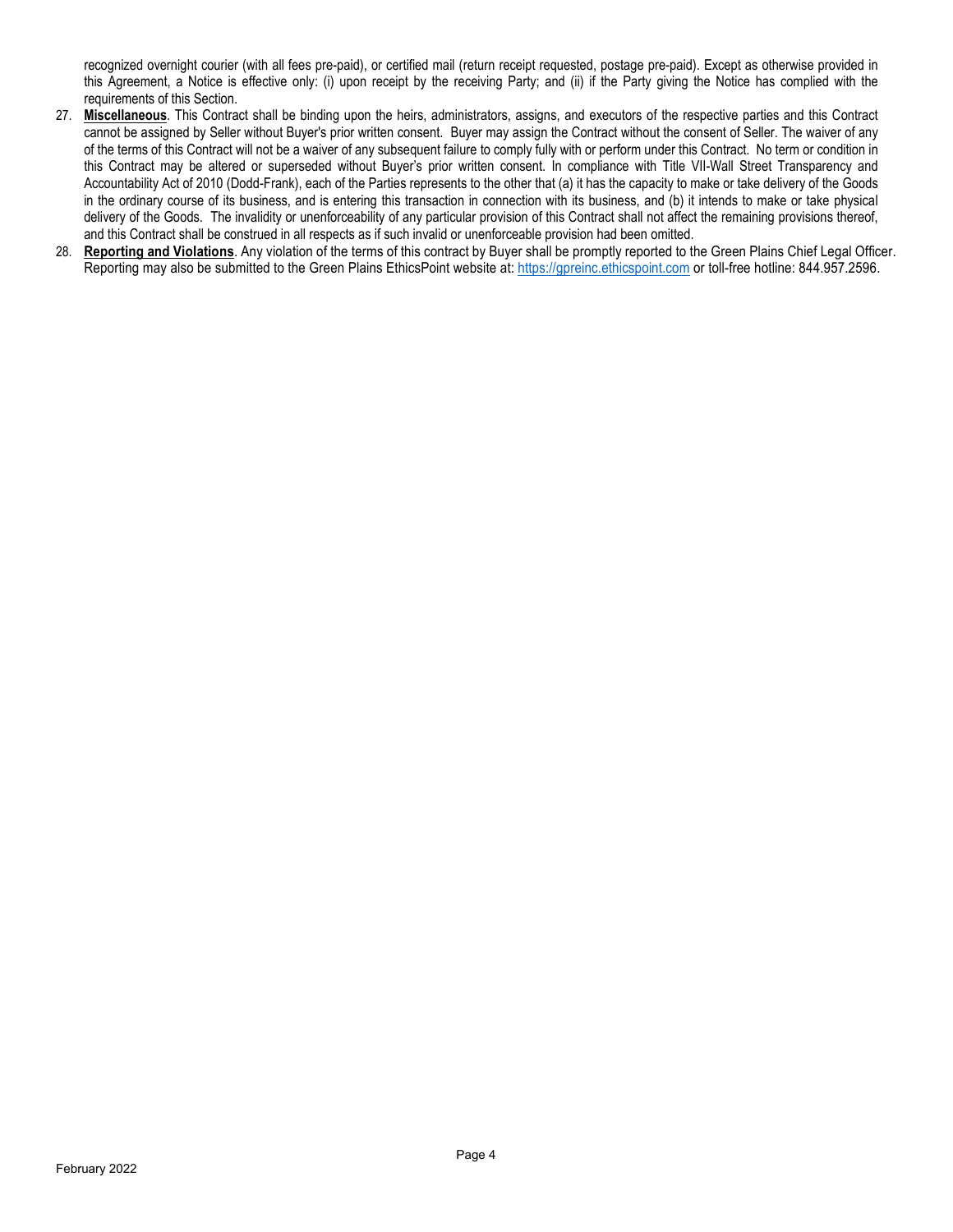recognized overnight courier (with all fees pre-paid), or certified mail (return receipt requested, postage pre-paid). Except as otherwise provided in this Agreement, a Notice is effective only: (i) upon receipt by the receiving Party; and (ii) if the Party giving the Notice has complied with the requirements of this Section.

27. **Miscellaneous**. This Contract shall be binding upon the heirs, administrators, assigns, and executors of the respective parties and this Contract cannot be assigned by Seller without Buyer's prior written consent. Buyer may assign the Contract without the consent of Seller. The waiver of any of the terms of this Contract will not be a waiver of any subsequent failure to comply fully with or perform under this Contract. No term or condition in this Contract may be altered or superseded without Buyer's prior written consent. In compliance with Title VII-Wall Street Transparency and Accountability Act of 2010 (Dodd-Frank), each of the Parties represents to the other that (a) it has the capacity to make or take delivery of the Goods in the ordinary course of its business, and is entering this transaction in connection with its business, and (b) it intends to make or take physical delivery of the Goods. The invalidity or unenforceability of any particular provision of this Contract shall not affect the remaining provisions thereof, and this Contract shall be construed in all respects as if such invalid or unenforceable provision had been omitted.
28. **Reporting and Violations**. Any violation of the terms of this contract by Buyer shall be promptly reported to the Green Plains Chief Legal Officer. Reporting may also be submitted to the Green Plains EthicsPoint website at: https://gpreinc.ethicspoint.com or toll-free hotline: 844.957.2596.

February 2022